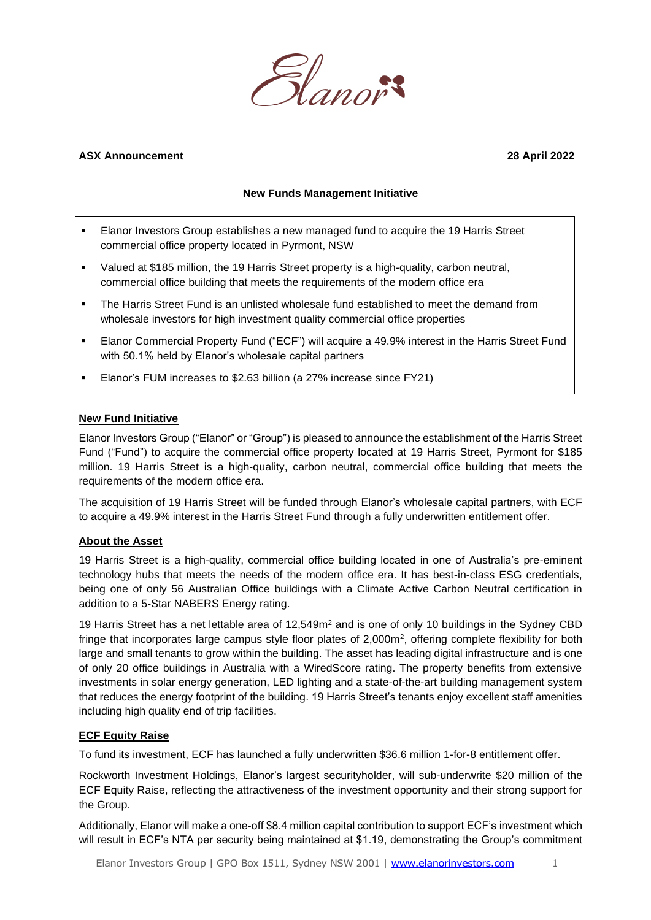Elanor

**ASX Announcement** **28 April 2022**

**New Funds Management Initiative**

- Elanor Investors Group establishes a new managed fund to acquire the 19 Harris Street commercial office property located in Pyrmont, NSW
- Valued at $185 million, the 19 Harris Street property is a high-quality, carbon neutral, commercial office building that meets the requirements of the modern office era
- The Harris Street Fund is an unlisted wholesale fund established to meet the demand from wholesale investors for high investment quality commercial office properties
- Elanor Commercial Property Fund ("ECF") will acquire a 49.9% interest in the Harris Street Fund with 50.1% held by Elanor's wholesale capital partners
- Elanor's FUM increases to $2.63 billion (a 27% increase since FY21)

## New Fund Initiative

Elanor Investors Group ("Elanor" or "Group") is pleased to announce the establishment of the Harris Street Fund ("Fund") to acquire the commercial office property located at 19 Harris Street, Pyrmont for $185 million. 19 Harris Street is a high-quality, carbon neutral, commercial office building that meets the requirements of the modern office era.

The acquisition of 19 Harris Street will be funded through Elanor's wholesale capital partners, with ECF to acquire a 49.9% interest in the Harris Street Fund through a fully underwritten entitlement offer.

## About the Asset

19 Harris Street is a high-quality, commercial office building located in one of Australia's pre-eminent technology hubs that meets the needs of the modern office era. It has best-in-class ESG credentials, being one of only 56 Australian Office buildings with a Climate Active Carbon Neutral certification in addition to a 5-Star NABERS Energy rating.

19 Harris Street has a net lettable area of 12,549m$^2$ and is one of only 10 buildings in the Sydney CBD fringe that incorporates large campus style floor plates of 2,000m$^2$, offering complete flexibility for both large and small tenants to grow within the building. The asset has leading digital infrastructure and is one of only 20 office buildings in Australia with a WiredScore rating. The property benefits from extensive investments in solar energy generation, LED lighting and a state-of-the-art building management system that reduces the energy footprint of the building. 19 Harris Street's tenants enjoy excellent staff amenities including high quality end of trip facilities.

## ECF Equity Raise

To fund its investment, ECF has launched a fully underwritten $36.6 million 1-for-8 entitlement offer.

Rockworth Investment Holdings, Elanor's largest securityholder, will sub-underwrite $20 million of the ECF Equity Raise, reflecting the attractiveness of the investment opportunity and their strong support for the Group.

Additionally, Elanor will make a one-off $8.4 million capital contribution to support ECF's investment which will result in ECF's NTA per security being maintained at $1.19, demonstrating the Group's commitment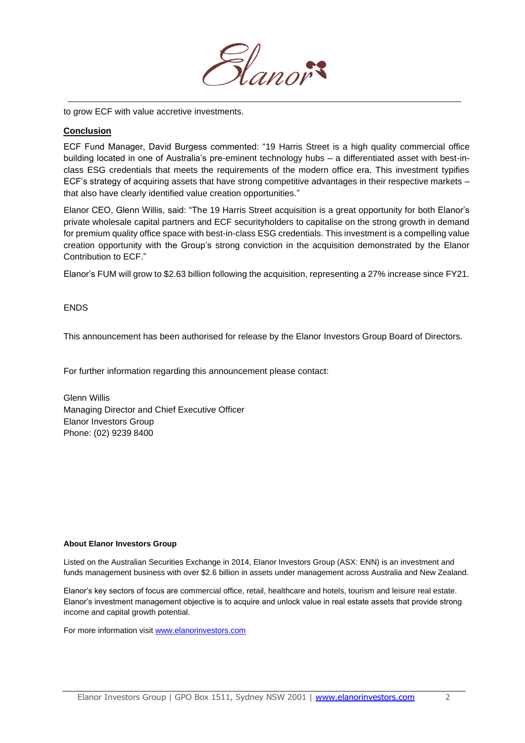to grow ECF with value accretive investments.

**Conclusion**

ECF Fund Manager, David Burgess commented: "19 Harris Street is a high quality commercial office building located in one of Australia's pre-eminent technology hubs – a differentiated asset with best-in-class ESG credentials that meets the requirements of the modern office era. This investment typifies ECF's strategy of acquiring assets that have strong competitive advantages in their respective markets – that also have clearly identified value creation opportunities."

Elanor CEO, Glenn Willis, said: "The 19 Harris Street acquisition is a great opportunity for both Elanor's private wholesale capital partners and ECF securityholders to capitalise on the strong growth in demand for premium quality office space with best-in-class ESG credentials. This investment is a compelling value creation opportunity with the Group's strong conviction in the acquisition demonstrated by the Elanor Contribution to ECF."

Elanor's FUM will grow to $2.63 billion following the acquisition, representing a 27% increase since FY21.

ENDS

This announcement has been authorised for release by the Elanor Investors Group Board of Directors.

For further information regarding this announcement please contact:

Glenn Willis
Managing Director and Chief Executive Officer
Elanor Investors Group
Phone: (02) 9239 8400

**About Elanor Investors Group**

Listed on the Australian Securities Exchange in 2014, Elanor Investors Group (ASX: ENN) is an investment and funds management business with over $2.6 billion in assets under management across Australia and New Zealand.

Elanor's key sectors of focus are commercial office, retail, healthcare and hotels, tourism and leisure real estate. Elanor's investment management objective is to acquire and unlock value in real estate assets that provide strong income and capital growth potential.

For more information visit [www.elanorinvestors.com](www.elanorinvestors.com)